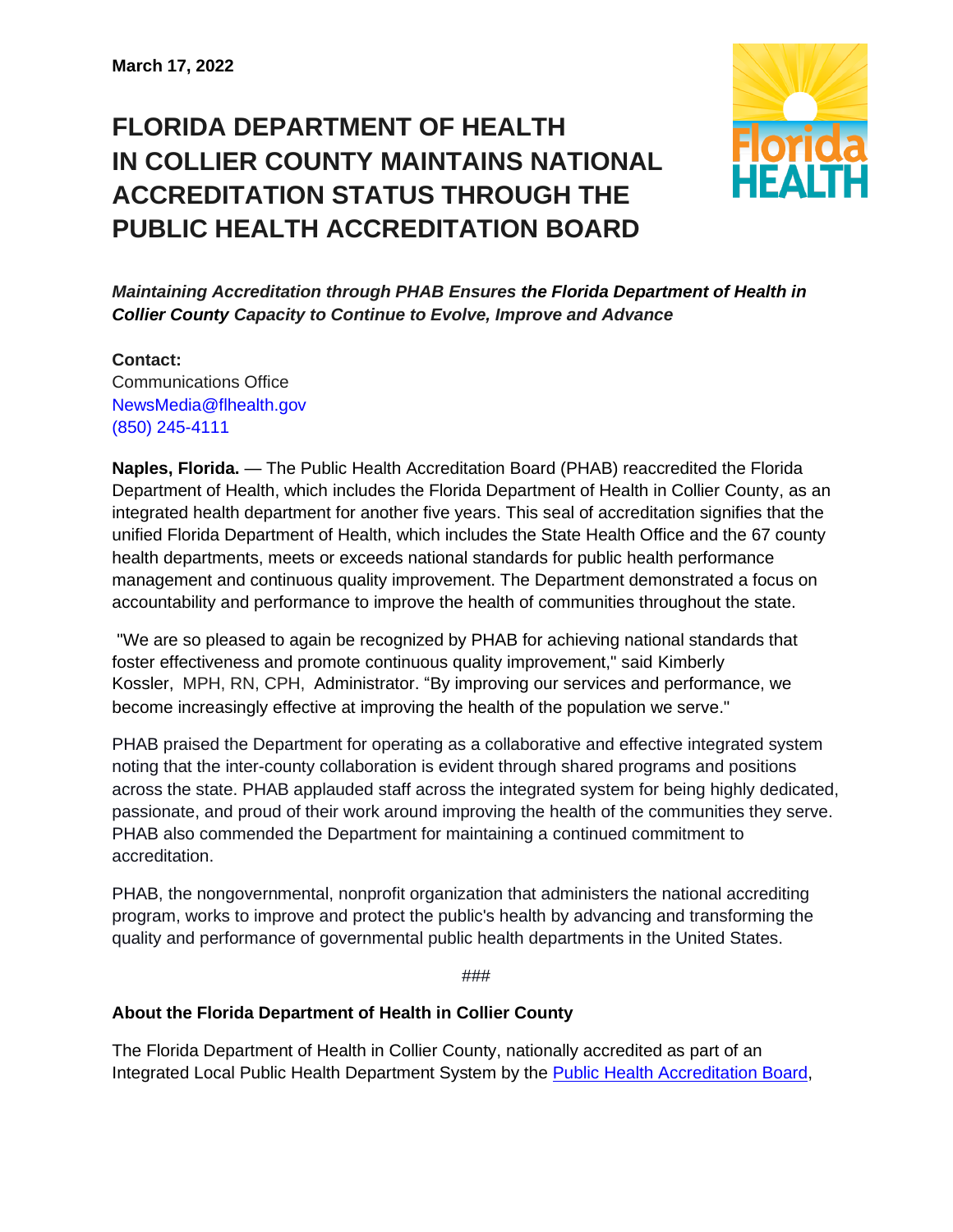**March 17, 2022**

# FLORIDA DEPARTMENT OF HEALTH IN COLLIER COUNTY MAINTAINS NATIONAL ACCREDITATION STATUS THROUGH THE PUBLIC HEALTH ACCREDITATION BOARD

***Maintaining Accreditation through PHAB Ensures the Florida Department of Health in Collier County Capacity to Continue to Evolve, Improve and Advance***

**Contact:**
Communications Office
NewsMedia@flhealth.gov
(850) 245-4111

**Naples, Florida.** — The Public Health Accreditation Board (PHAB) reaccredited the Florida Department of Health, which includes the Florida Department of Health in Collier County, as an integrated health department for another five years. This seal of accreditation signifies that the unified Florida Department of Health, which includes the State Health Office and the 67 county health departments, meets or exceeds national standards for public health performance management and continuous quality improvement. The Department demonstrated a focus on accountability and performance to improve the health of communities throughout the state.

"We are so pleased to again be recognized by PHAB for achieving national standards that foster effectiveness and promote continuous quality improvement," said Kimberly Kossler, MPH, RN, CPH, Administrator. "By improving our services and performance, we become increasingly effective at improving the health of the population we serve."

PHAB praised the Department for operating as a collaborative and effective integrated system noting that the inter-county collaboration is evident through shared programs and positions across the state. PHAB applauded staff across the integrated system for being highly dedicated, passionate, and proud of their work around improving the health of the communities they serve. PHAB also commended the Department for maintaining a continued commitment to accreditation.

PHAB, the nongovernmental, nonprofit organization that administers the national accrediting program, works to improve and protect the public's health by advancing and transforming the quality and performance of governmental public health departments in the United States.

###

**About the Florida Department of Health in Collier County**

The Florida Department of Health in Collier County, nationally accredited as part of an Integrated Local Public Health Department System by the Public Health Accreditation Board,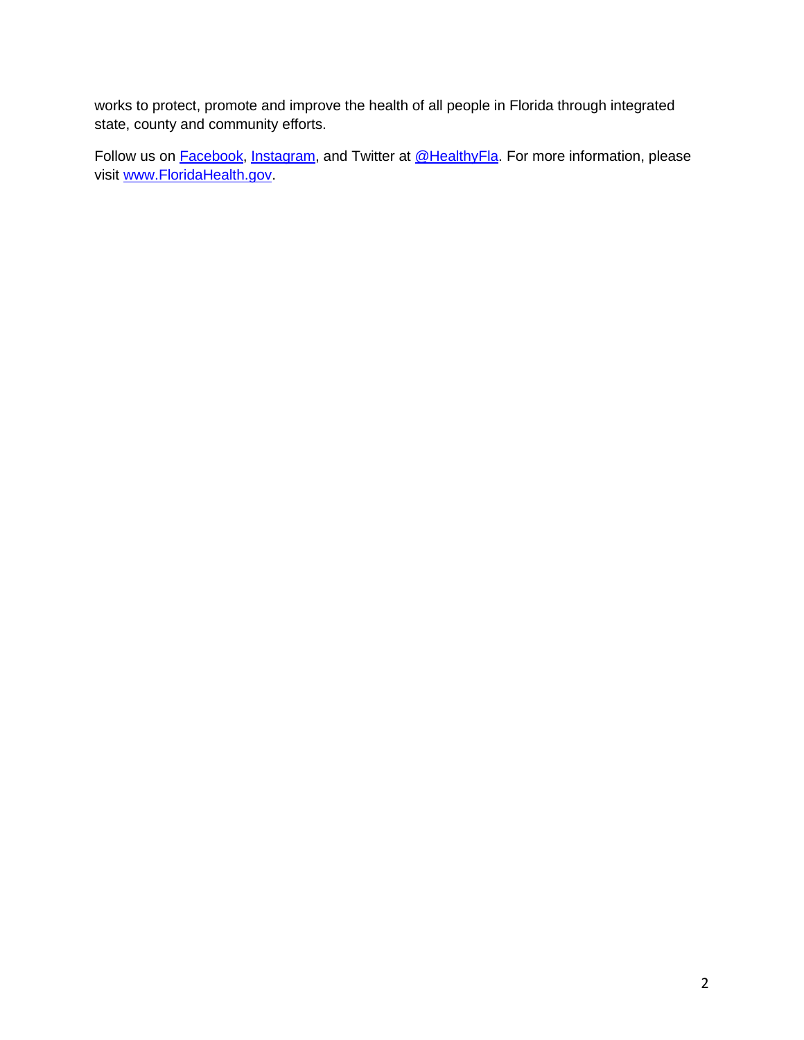works to protect, promote and improve the health of all people in Florida through integrated state, county and community efforts.

Follow us on [Facebook](), [Instagram](), and Twitter at [@HealthyFla](). For more information, please visit [www.FloridaHealth.gov]().